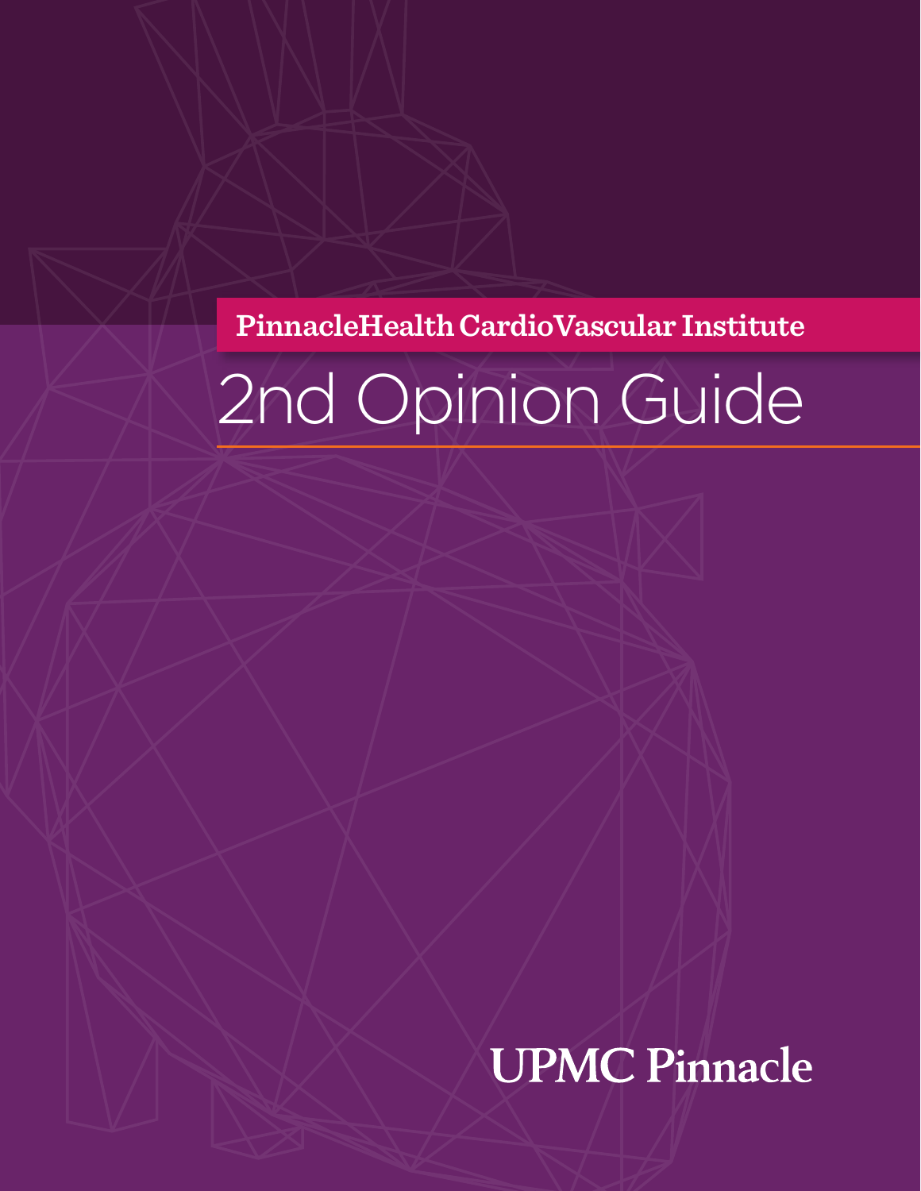PinnacleHealth CardioVascular Institute

# 2nd Opinion Guide

UPMC Pinnacle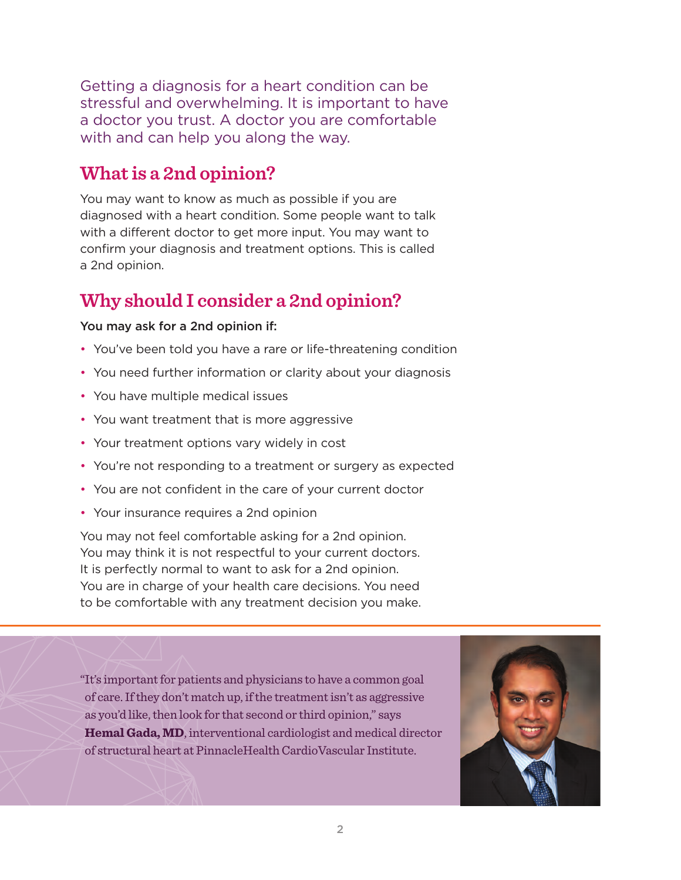Getting a diagnosis for a heart condition can be stressful and overwhelming. It is important to have a doctor you trust. A doctor you are comfortable with and can help you along the way.

## What is a 2nd opinion?

You may want to know as much as possible if you are diagnosed with a heart condition. Some people want to talk with a different doctor to get more input. You may want to confirm your diagnosis and treatment options. This is called a 2nd opinion.

## Why should I consider a 2nd opinion?

**You may ask for a 2nd opinion if:**

- You've been told you have a rare or life-threatening condition
- You need further information or clarity about your diagnosis
- You have multiple medical issues
- You want treatment that is more aggressive
- Your treatment options vary widely in cost
- You're not responding to a treatment or surgery as expected
- You are not confident in the care of your current doctor
- Your insurance requires a 2nd opinion

You may not feel comfortable asking for a 2nd opinion. You may think it is not respectful to your current doctors. It is perfectly normal to want to ask for a 2nd opinion. You are in charge of your health care decisions. You need to be comfortable with any treatment decision you make.

---

"It's important for patients and physicians to have a common goal of care. If they don't match up, if the treatment isn't as aggressive as you'd like, then look for that second or third opinion," says **Hemal Gada, MD**, interventional cardiologist and medical director of structural heart at PinnacleHealth CardioVascular Institute.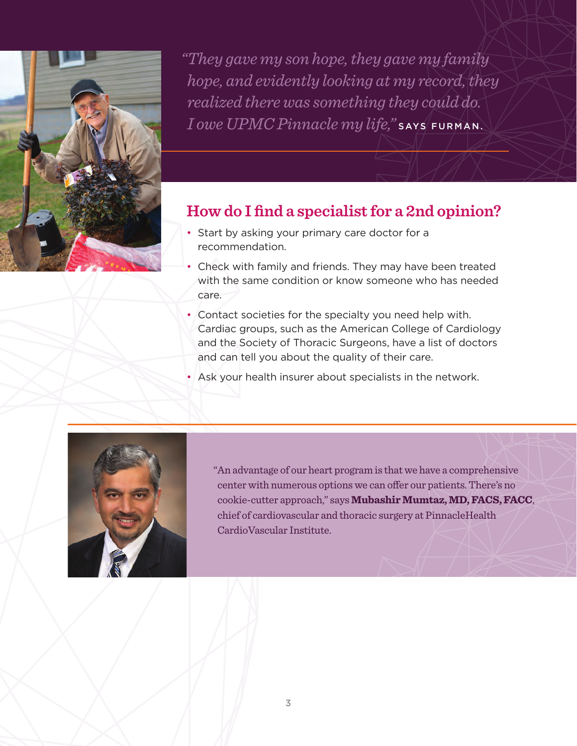*"They gave my son hope, they gave my family hope, and evidently looking at my record, they realized there was something they could do. I owe UPMC Pinnacle my life,"* SAYS FURMAN.

## How do I find a specialist for a 2nd opinion?

- Start by asking your primary care doctor for a recommendation.
- Check with family and friends. They may have been treated with the same condition or know someone who has needed care.
- Contact societies for the specialty you need help with. Cardiac groups, such as the American College of Cardiology and the Society of Thoracic Surgeons, have a list of doctors and can tell you about the quality of their care.
- Ask your health insurer about specialists in the network.

"An advantage of our heart program is that we have a comprehensive center with numerous options we can offer our patients. There's no cookie-cutter approach," says **Mubashir Mumtaz, MD, FACS, FACC**, chief of cardiovascular and thoracic surgery at PinnacleHealth CardioVascular Institute.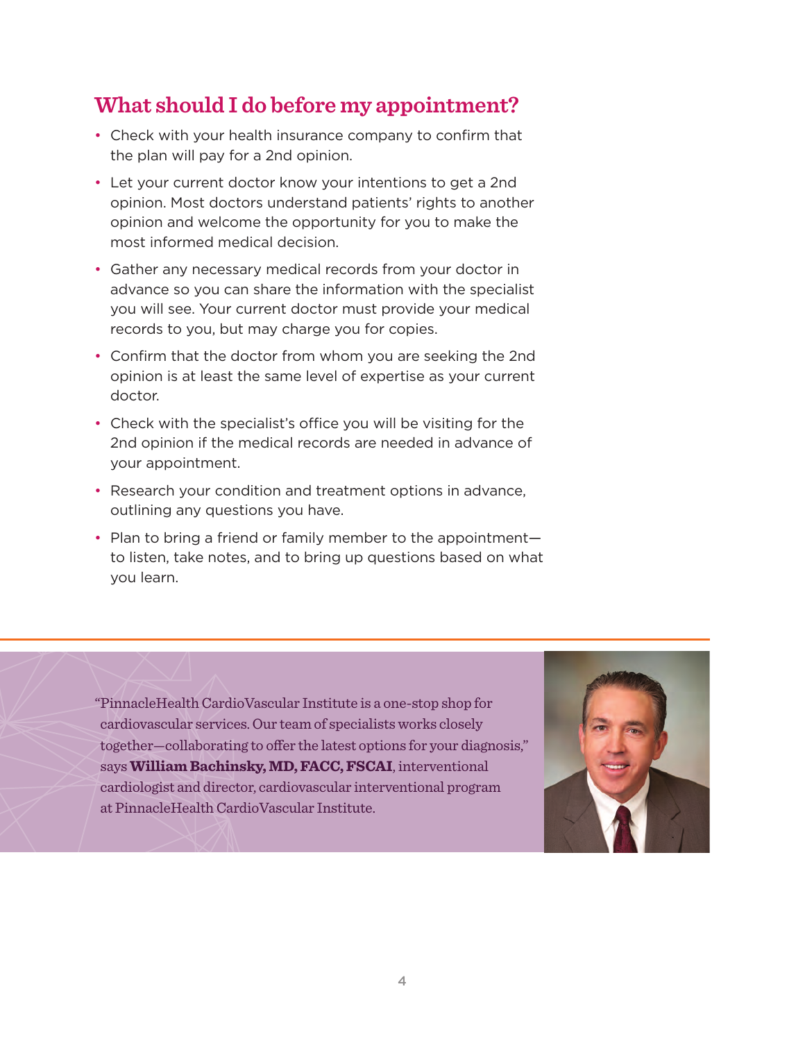## What should I do before my appointment?

- Check with your health insurance company to confirm that the plan will pay for a 2nd opinion.
- Let your current doctor know your intentions to get a 2nd opinion. Most doctors understand patients' rights to another opinion and welcome the opportunity for you to make the most informed medical decision.
- Gather any necessary medical records from your doctor in advance so you can share the information with the specialist you will see. Your current doctor must provide your medical records to you, but may charge you for copies.
- Confirm that the doctor from whom you are seeking the 2nd opinion is at least the same level of expertise as your current doctor.
- Check with the specialist's office you will be visiting for the 2nd opinion if the medical records are needed in advance of your appointment.
- Research your condition and treatment options in advance, outlining any questions you have.
- Plan to bring a friend or family member to the appointment—to listen, take notes, and to bring up questions based on what you learn.

"PinnacleHealth CardioVascular Institute is a one-stop shop for cardiovascular services. Our team of specialists works closely together—collaborating to offer the latest options for your diagnosis," says **William Bachinsky, MD, FACC, FSCAI**, interventional cardiologist and director, cardiovascular interventional program at PinnacleHealth CardioVascular Institute.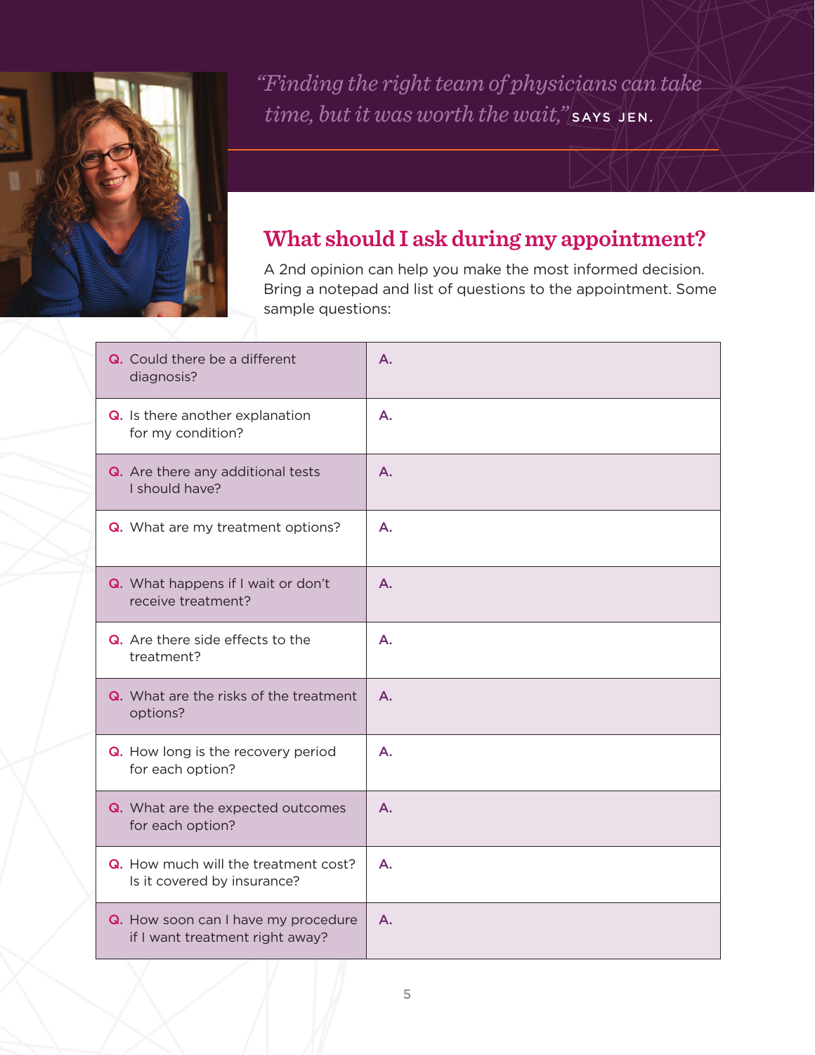*"Finding the right team of physicians can take time, but it was worth the wait,"* SAYS JEN.

## What should I ask during my appointment?

A 2nd opinion can help you make the most informed decision. Bring a notepad and list of questions to the appointment. Some sample questions:

| | |
|---|---|
| **Q.** Could there be a different diagnosis? | **A.** |
| **Q.** Is there another explanation for my condition? | **A.** |
| **Q.** Are there any additional tests I should have? | **A.** |
| **Q.** What are my treatment options? | **A.** |
| **Q.** What happens if I wait or don't receive treatment? | **A.** |
| **Q.** Are there side effects to the treatment? | **A.** |
| **Q.** What are the risks of the treatment options? | **A.** |
| **Q.** How long is the recovery period for each option? | **A.** |
| **Q.** What are the expected outcomes for each option? | **A.** |
| **Q.** How much will the treatment cost? Is it covered by insurance? | **A.** |
| **Q.** How soon can I have my procedure if I want treatment right away? | **A.** |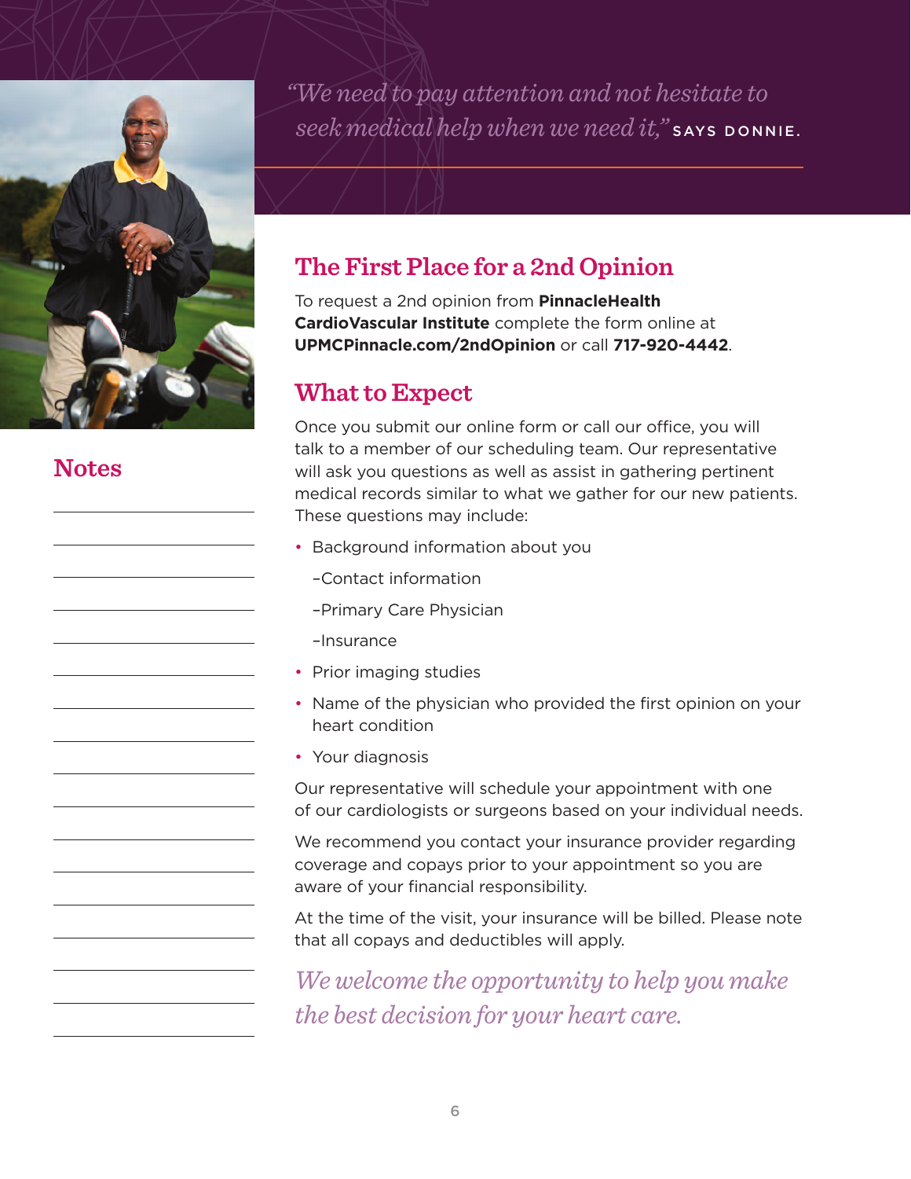*"We need to pay attention and not hesitate to seek medical help when we need it,"* SAYS DONNIE.

## Notes

## The First Place for a 2nd Opinion

To request a 2nd opinion from **PinnacleHealth CardioVascular Institute** complete the form online at **UPMCPinnacle.com/2ndOpinion** or call **717-920-4442**.

## What to Expect

Once you submit our online form or call our office, you will talk to a member of our scheduling team. Our representative will ask you questions as well as assist in gathering pertinent medical records similar to what we gather for our new patients. These questions may include:

- Background information about you
  - –Contact information
  - –Primary Care Physician
  - –Insurance
- Prior imaging studies
- Name of the physician who provided the first opinion on your heart condition
- Your diagnosis

Our representative will schedule your appointment with one of our cardiologists or surgeons based on your individual needs.

We recommend you contact your insurance provider regarding coverage and copays prior to your appointment so you are aware of your financial responsibility.

At the time of the visit, your insurance will be billed. Please note that all copays and deductibles will apply.

*We welcome the opportunity to help you make the best decision for your heart care.*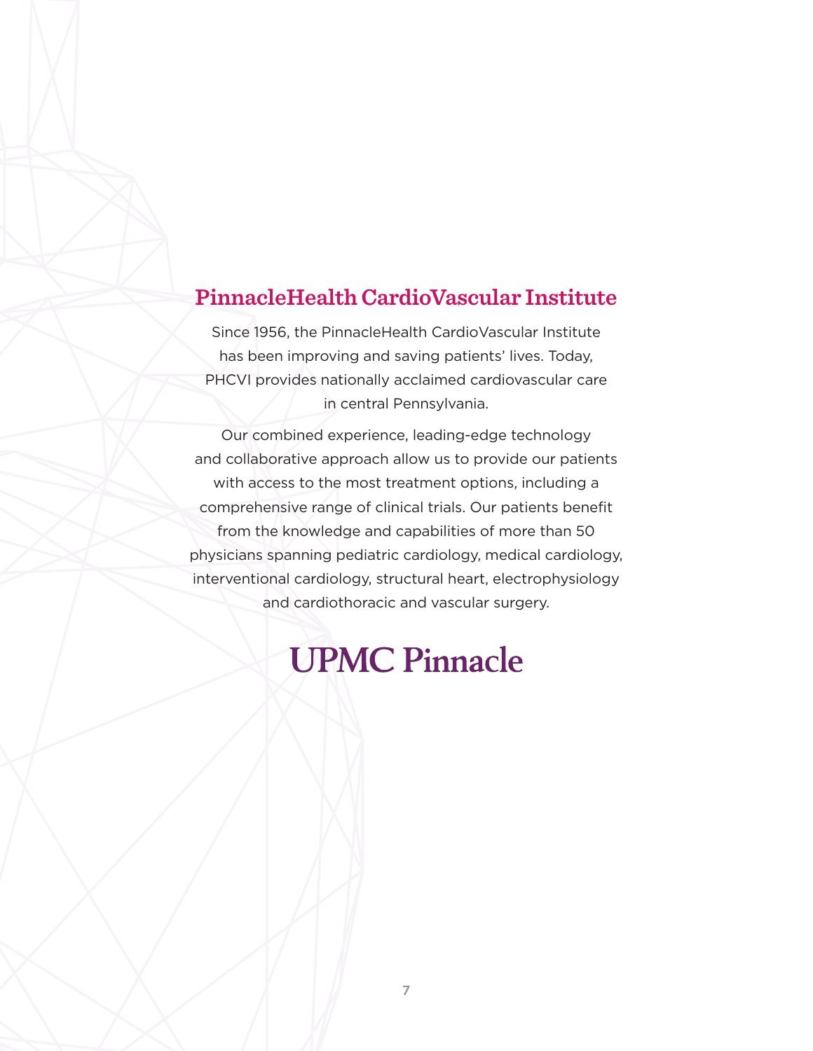## PinnacleHealth CardioVascular Institute

Since 1956, the PinnacleHealth CardioVascular Institute has been improving and saving patients' lives. Today, PHCVI provides nationally acclaimed cardiovascular care in central Pennsylvania.

Our combined experience, leading-edge technology and collaborative approach allow us to provide our patients with access to the most treatment options, including a comprehensive range of clinical trials. Our patients benefit from the knowledge and capabilities of more than 50 physicians spanning pediatric cardiology, medical cardiology, interventional cardiology, structural heart, electrophysiology and cardiothoracic and vascular surgery.

UPMC Pinnacle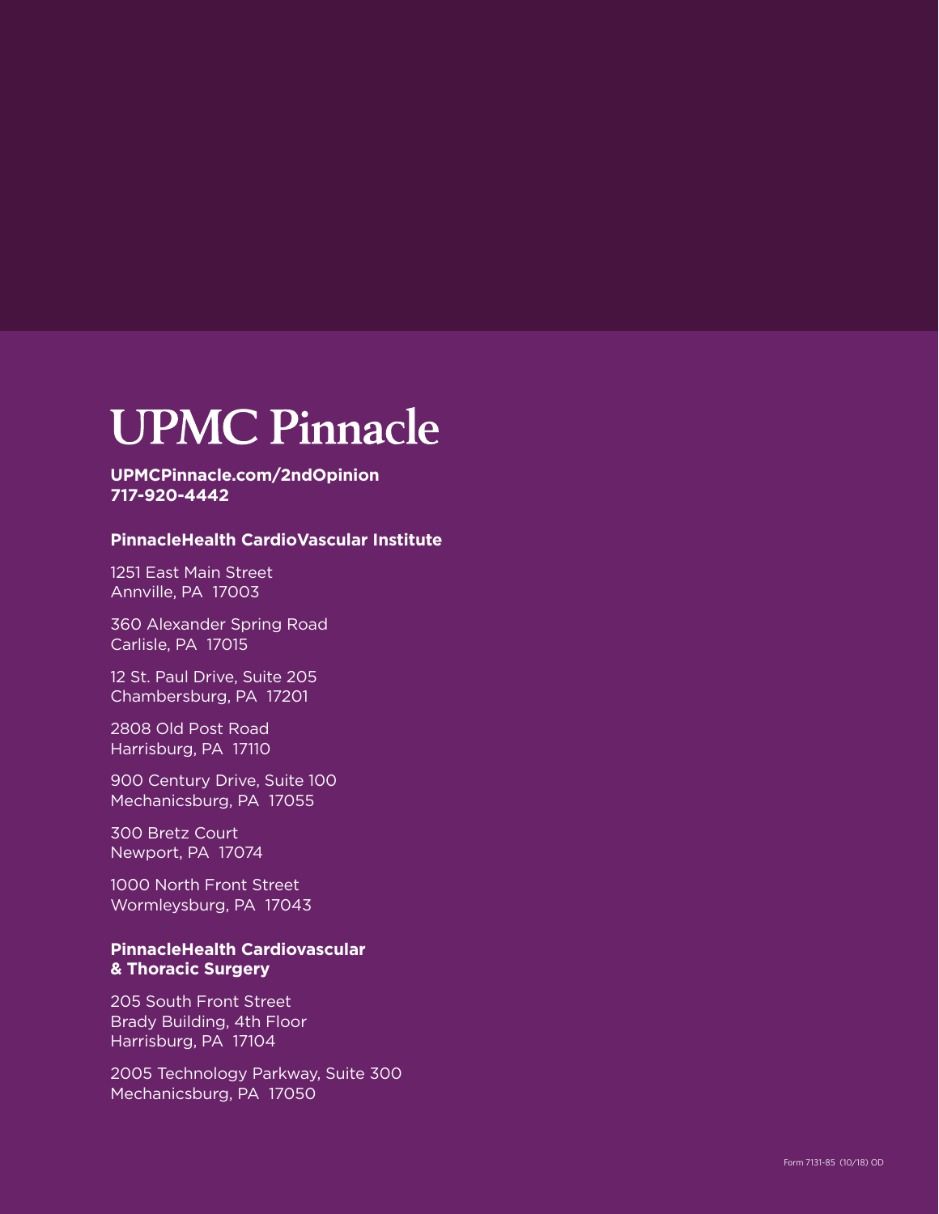# UPMC Pinnacle

**UPMCPinnacle.com/2ndOpinion**
**717-920-4442**

**PinnacleHealth CardioVascular Institute**

1251 East Main Street
Annville, PA 17003

360 Alexander Spring Road
Carlisle, PA 17015

12 St. Paul Drive, Suite 205
Chambersburg, PA 17201

2808 Old Post Road
Harrisburg, PA 17110

900 Century Drive, Suite 100
Mechanicsburg, PA 17055

300 Bretz Court
Newport, PA 17074

1000 North Front Street
Wormleysburg, PA 17043

**PinnacleHealth Cardiovascular & Thoracic Surgery**

205 South Front Street
Brady Building, 4th Floor
Harrisburg, PA 17104

2005 Technology Parkway, Suite 300
Mechanicsburg, PA 17050

Form 7131-85 (10/18) OD